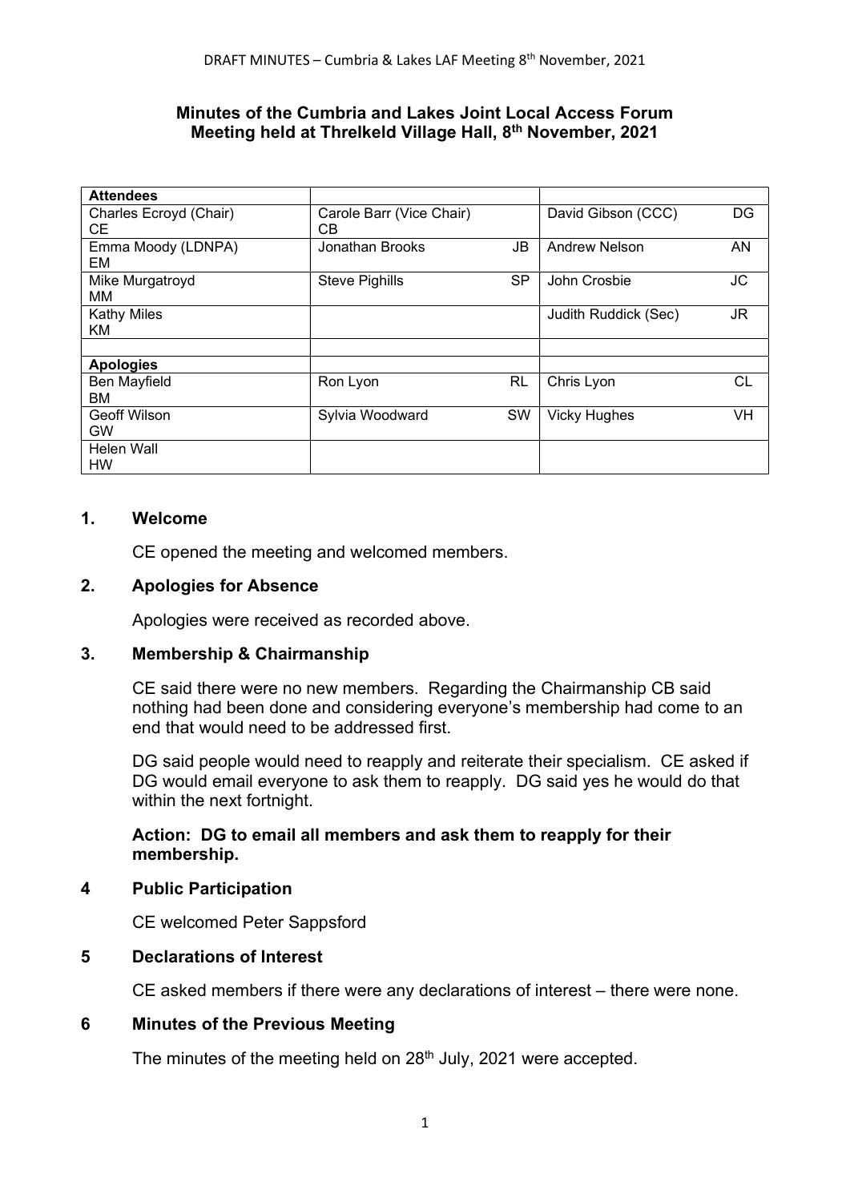## Minutes of the Cumbria and Lakes Joint Local Access Forum Meeting held at Threlkeld Village Hall, 8th November, 2021

| Attendees | | |
|---|---|---|
| Charles Ecroyd (Chair) CE | Carole Barr (Vice Chair) CB | David Gibson (CCC) DG |
| Emma Moody (LDNPA) EM | Jonathan Brooks JB | Andrew Nelson AN |
| Mike Murgatroyd MM | Steve Pighills SP | John Crosbie JC |
| Kathy Miles KM | | Judith Ruddick (Sec) JR |
| | | |
| **Apologies** | | |
| Ben Mayfield BM | Ron Lyon RL | Chris Lyon CL |
| Geoff Wilson GW | Sylvia Woodward SW | Vicky Hughes VH |
| Helen Wall HW | | |

### 1. Welcome

CE opened the meeting and welcomed members.

### 2. Apologies for Absence

Apologies were received as recorded above.

### 3. Membership & Chairmanship

CE said there were no new members. Regarding the Chairmanship CB said nothing had been done and considering everyone's membership had come to an end that would need to be addressed first.

DG said people would need to reapply and reiterate their specialism. CE asked if DG would email everyone to ask them to reapply. DG said yes he would do that within the next fortnight.

**Action: DG to email all members and ask them to reapply for their membership.**

### 4 Public Participation

CE welcomed Peter Sappsford

### 5 Declarations of Interest

CE asked members if there were any declarations of interest – there were none.

### 6 Minutes of the Previous Meeting

The minutes of the meeting held on 28th July, 2021 were accepted.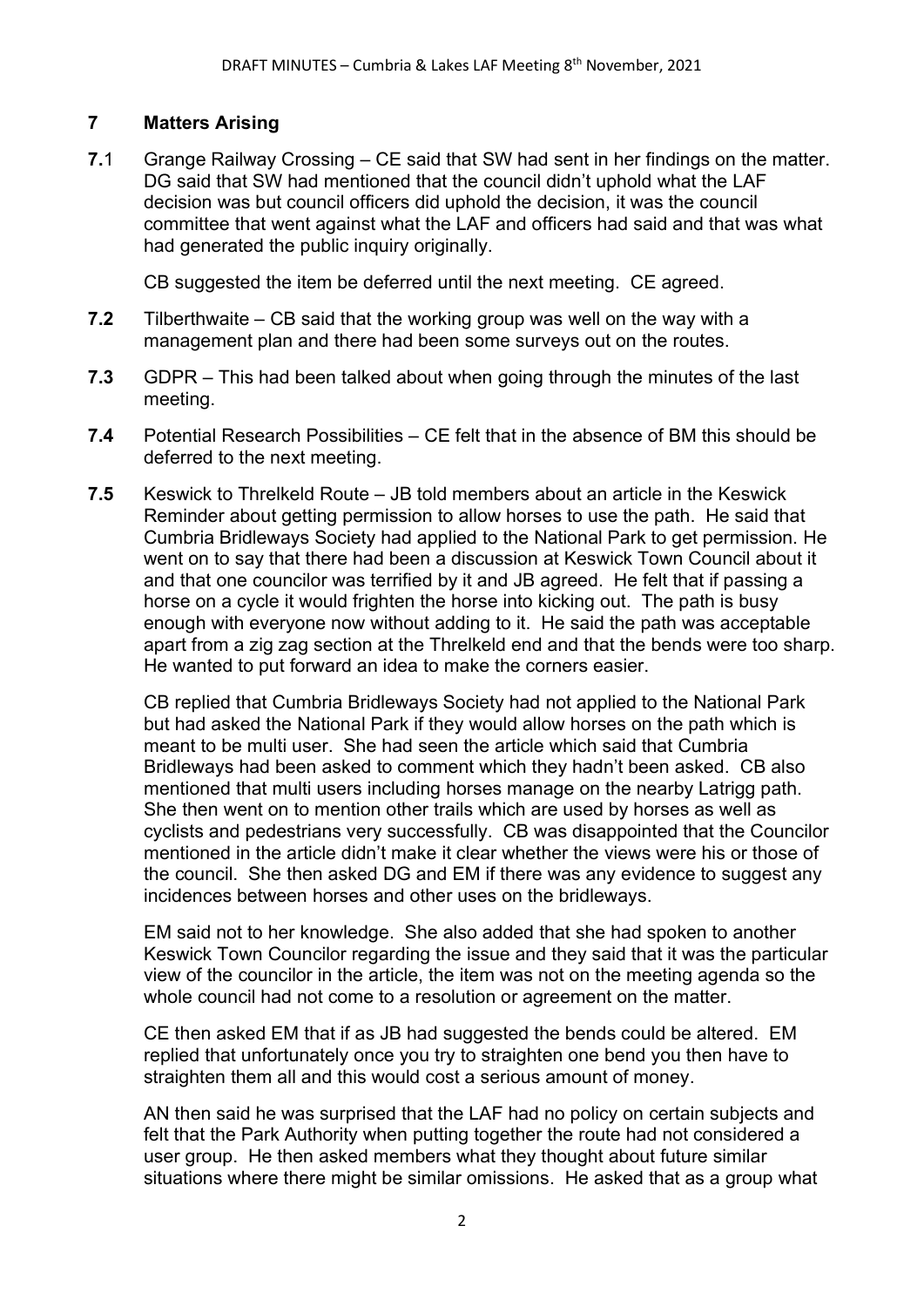## 7 Matters Arising

**7.**1 Grange Railway Crossing – CE said that SW had sent in her findings on the matter. DG said that SW had mentioned that the council didn't uphold what the LAF decision was but council officers did uphold the decision, it was the council committee that went against what the LAF and officers had said and that was what had generated the public inquiry originally.

CB suggested the item be deferred until the next meeting. CE agreed.

**7.2** Tilberthwaite – CB said that the working group was well on the way with a management plan and there had been some surveys out on the routes.

**7.3** GDPR – This had been talked about when going through the minutes of the last meeting.

**7.4** Potential Research Possibilities – CE felt that in the absence of BM this should be deferred to the next meeting.

**7.5** Keswick to Threlkeld Route – JB told members about an article in the Keswick Reminder about getting permission to allow horses to use the path. He said that Cumbria Bridleways Society had applied to the National Park to get permission. He went on to say that there had been a discussion at Keswick Town Council about it and that one councilor was terrified by it and JB agreed. He felt that if passing a horse on a cycle it would frighten the horse into kicking out. The path is busy enough with everyone now without adding to it. He said the path was acceptable apart from a zig zag section at the Threlkeld end and that the bends were too sharp. He wanted to put forward an idea to make the corners easier.

CB replied that Cumbria Bridleways Society had not applied to the National Park but had asked the National Park if they would allow horses on the path which is meant to be multi user. She had seen the article which said that Cumbria Bridleways had been asked to comment which they hadn't been asked. CB also mentioned that multi users including horses manage on the nearby Latrigg path. She then went on to mention other trails which are used by horses as well as cyclists and pedestrians very successfully. CB was disappointed that the Councilor mentioned in the article didn't make it clear whether the views were his or those of the council. She then asked DG and EM if there was any evidence to suggest any incidences between horses and other uses on the bridleways.

EM said not to her knowledge. She also added that she had spoken to another Keswick Town Councilor regarding the issue and they said that it was the particular view of the councilor in the article, the item was not on the meeting agenda so the whole council had not come to a resolution or agreement on the matter.

CE then asked EM that if as JB had suggested the bends could be altered. EM replied that unfortunately once you try to straighten one bend you then have to straighten them all and this would cost a serious amount of money.

AN then said he was surprised that the LAF had no policy on certain subjects and felt that the Park Authority when putting together the route had not considered a user group. He then asked members what they thought about future similar situations where there might be similar omissions. He asked that as a group what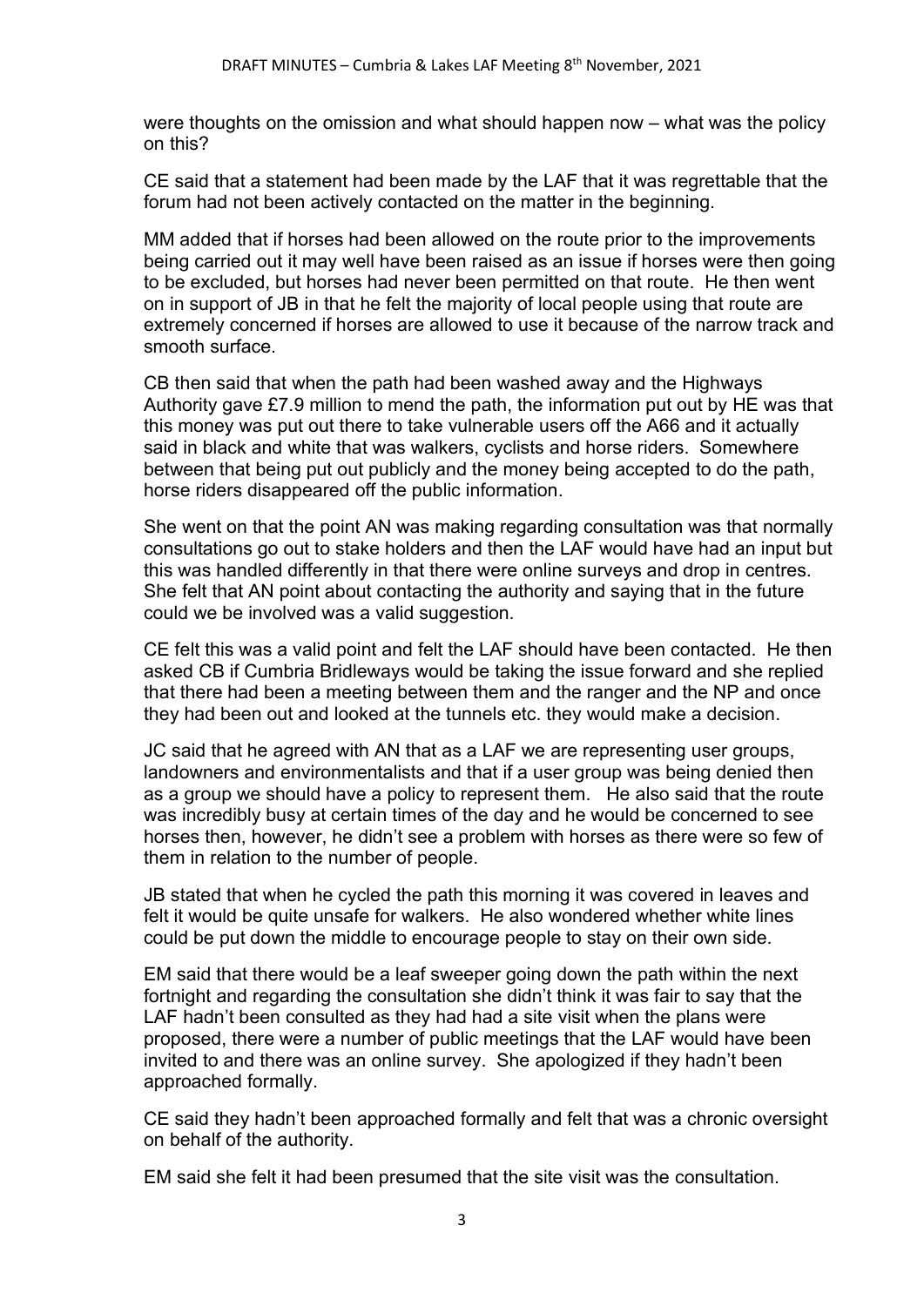were thoughts on the omission and what should happen now – what was the policy on this?

CE said that a statement had been made by the LAF that it was regrettable that the forum had not been actively contacted on the matter in the beginning.

MM added that if horses had been allowed on the route prior to the improvements being carried out it may well have been raised as an issue if horses were then going to be excluded, but horses had never been permitted on that route. He then went on in support of JB in that he felt the majority of local people using that route are extremely concerned if horses are allowed to use it because of the narrow track and smooth surface.

CB then said that when the path had been washed away and the Highways Authority gave £7.9 million to mend the path, the information put out by HE was that this money was put out there to take vulnerable users off the A66 and it actually said in black and white that was walkers, cyclists and horse riders. Somewhere between that being put out publicly and the money being accepted to do the path, horse riders disappeared off the public information.

She went on that the point AN was making regarding consultation was that normally consultations go out to stake holders and then the LAF would have had an input but this was handled differently in that there were online surveys and drop in centres. She felt that AN point about contacting the authority and saying that in the future could we be involved was a valid suggestion.

CE felt this was a valid point and felt the LAF should have been contacted. He then asked CB if Cumbria Bridleways would be taking the issue forward and she replied that there had been a meeting between them and the ranger and the NP and once they had been out and looked at the tunnels etc. they would make a decision.

JC said that he agreed with AN that as a LAF we are representing user groups, landowners and environmentalists and that if a user group was being denied then as a group we should have a policy to represent them. He also said that the route was incredibly busy at certain times of the day and he would be concerned to see horses then, however, he didn't see a problem with horses as there were so few of them in relation to the number of people.

JB stated that when he cycled the path this morning it was covered in leaves and felt it would be quite unsafe for walkers. He also wondered whether white lines could be put down the middle to encourage people to stay on their own side.

EM said that there would be a leaf sweeper going down the path within the next fortnight and regarding the consultation she didn't think it was fair to say that the LAF hadn't been consulted as they had had a site visit when the plans were proposed, there were a number of public meetings that the LAF would have been invited to and there was an online survey. She apologized if they hadn't been approached formally.

CE said they hadn't been approached formally and felt that was a chronic oversight on behalf of the authority.

EM said she felt it had been presumed that the site visit was the consultation.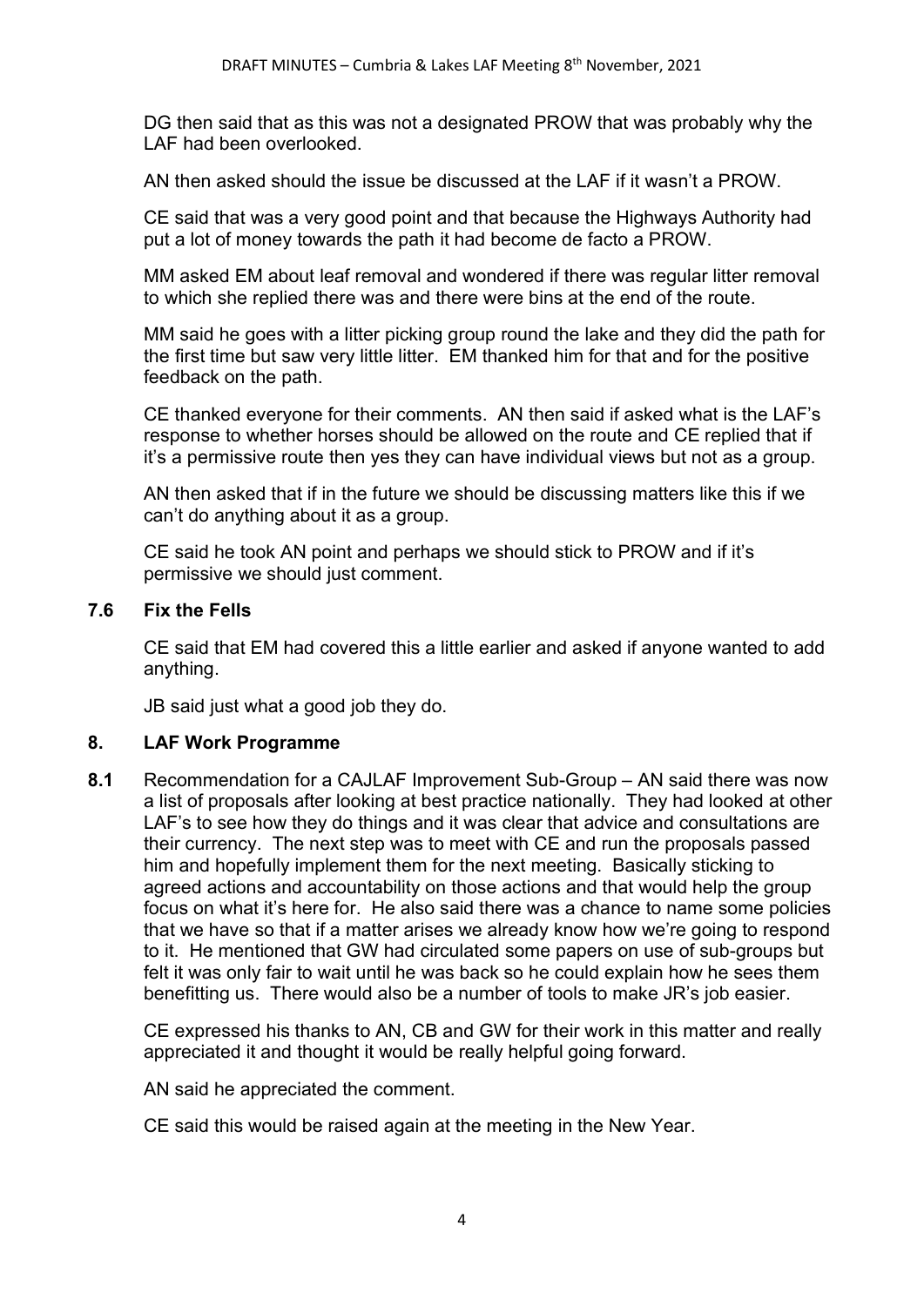DG then said that as this was not a designated PROW that was probably why the LAF had been overlooked.

AN then asked should the issue be discussed at the LAF if it wasn't a PROW.

CE said that was a very good point and that because the Highways Authority had put a lot of money towards the path it had become de facto a PROW.

MM asked EM about leaf removal and wondered if there was regular litter removal to which she replied there was and there were bins at the end of the route.

MM said he goes with a litter picking group round the lake and they did the path for the first time but saw very little litter. EM thanked him for that and for the positive feedback on the path.

CE thanked everyone for their comments. AN then said if asked what is the LAF's response to whether horses should be allowed on the route and CE replied that if it's a permissive route then yes they can have individual views but not as a group.

AN then asked that if in the future we should be discussing matters like this if we can't do anything about it as a group.

CE said he took AN point and perhaps we should stick to PROW and if it's permissive we should just comment.

### 7.6 Fix the Fells

CE said that EM had covered this a little earlier and asked if anyone wanted to add anything.

JB said just what a good job they do.

## 8. LAF Work Programme

**8.1** Recommendation for a CAJLAF Improvement Sub-Group – AN said there was now a list of proposals after looking at best practice nationally. They had looked at other LAF's to see how they do things and it was clear that advice and consultations are their currency. The next step was to meet with CE and run the proposals passed him and hopefully implement them for the next meeting. Basically sticking to agreed actions and accountability on those actions and that would help the group focus on what it's here for. He also said there was a chance to name some policies that we have so that if a matter arises we already know how we're going to respond to it. He mentioned that GW had circulated some papers on use of sub-groups but felt it was only fair to wait until he was back so he could explain how he sees them benefitting us. There would also be a number of tools to make JR's job easier.

CE expressed his thanks to AN, CB and GW for their work in this matter and really appreciated it and thought it would be really helpful going forward.

AN said he appreciated the comment.

CE said this would be raised again at the meeting in the New Year.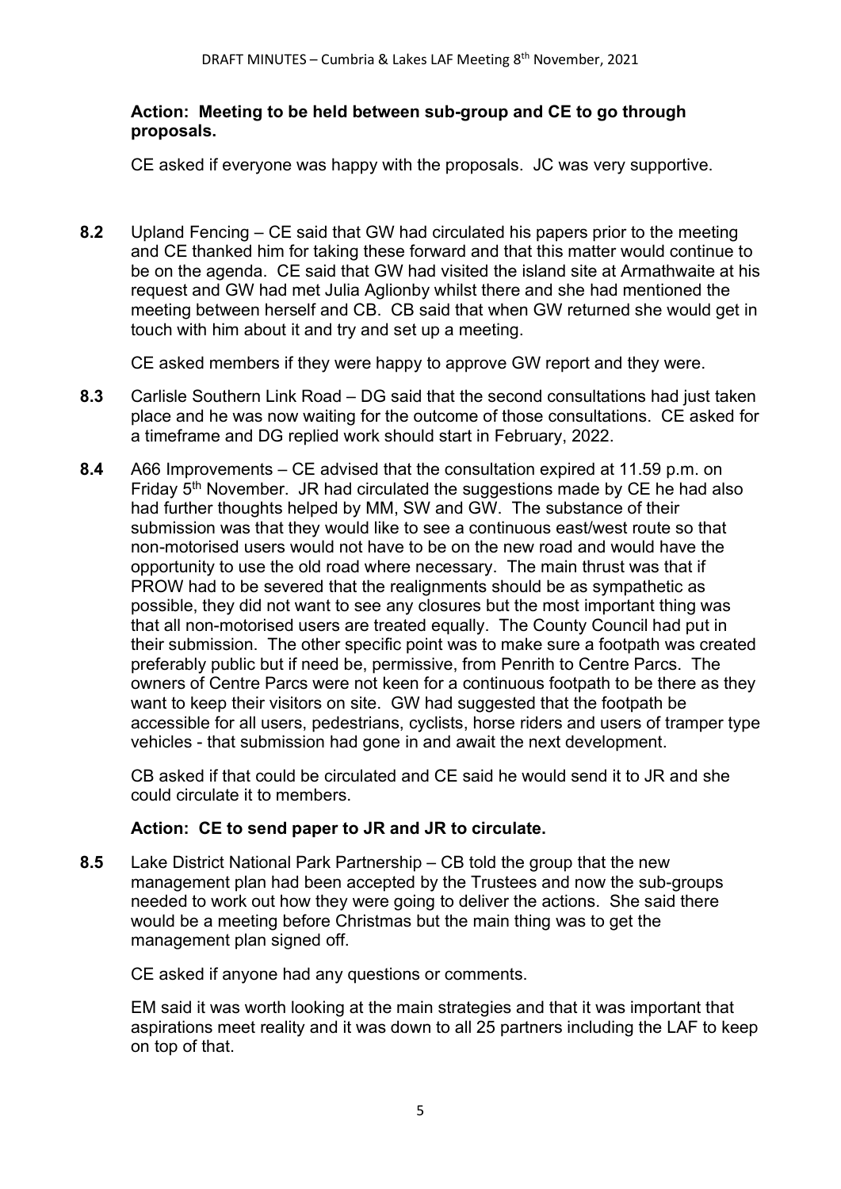**Action: Meeting to be held between sub-group and CE to go through proposals.**

CE asked if everyone was happy with the proposals. JC was very supportive.

**8.2** Upland Fencing – CE said that GW had circulated his papers prior to the meeting and CE thanked him for taking these forward and that this matter would continue to be on the agenda. CE said that GW had visited the island site at Armathwaite at his request and GW had met Julia Aglionby whilst there and she had mentioned the meeting between herself and CB. CB said that when GW returned she would get in touch with him about it and try and set up a meeting.

CE asked members if they were happy to approve GW report and they were.

**8.3** Carlisle Southern Link Road – DG said that the second consultations had just taken place and he was now waiting for the outcome of those consultations. CE asked for a timeframe and DG replied work should start in February, 2022.

**8.4** A66 Improvements – CE advised that the consultation expired at 11.59 p.m. on Friday 5th November. JR had circulated the suggestions made by CE he had also had further thoughts helped by MM, SW and GW. The substance of their submission was that they would like to see a continuous east/west route so that non-motorised users would not have to be on the new road and would have the opportunity to use the old road where necessary. The main thrust was that if PROW had to be severed that the realignments should be as sympathetic as possible, they did not want to see any closures but the most important thing was that all non-motorised users are treated equally. The County Council had put in their submission. The other specific point was to make sure a footpath was created preferably public but if need be, permissive, from Penrith to Centre Parcs. The owners of Centre Parcs were not keen for a continuous footpath to be there as they want to keep their visitors on site. GW had suggested that the footpath be accessible for all users, pedestrians, cyclists, horse riders and users of tramper type vehicles - that submission had gone in and await the next development.

CB asked if that could be circulated and CE said he would send it to JR and she could circulate it to members.

**Action: CE to send paper to JR and JR to circulate.**

**8.5** Lake District National Park Partnership – CB told the group that the new management plan had been accepted by the Trustees and now the sub-groups needed to work out how they were going to deliver the actions. She said there would be a meeting before Christmas but the main thing was to get the management plan signed off.

CE asked if anyone had any questions or comments.

EM said it was worth looking at the main strategies and that it was important that aspirations meet reality and it was down to all 25 partners including the LAF to keep on top of that.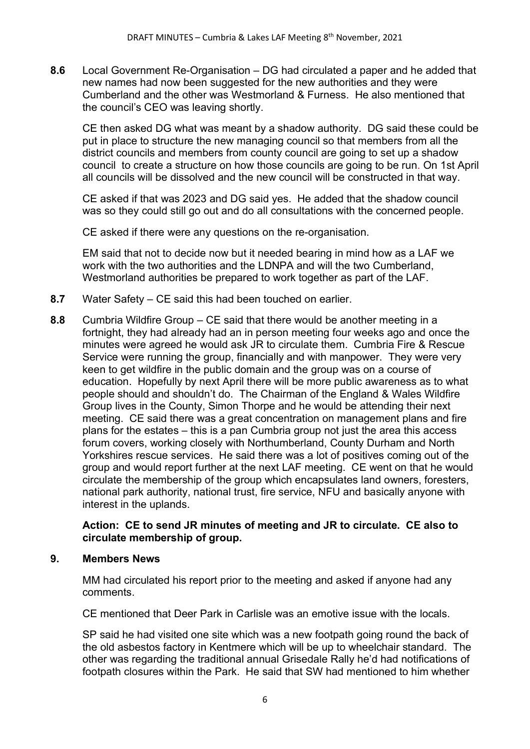**8.6** Local Government Re-Organisation – DG had circulated a paper and he added that new names had now been suggested for the new authorities and they were Cumberland and the other was Westmorland & Furness. He also mentioned that the council's CEO was leaving shortly.

CE then asked DG what was meant by a shadow authority. DG said these could be put in place to structure the new managing council so that members from all the district councils and members from county council are going to set up a shadow council to create a structure on how those councils are going to be run. On 1st April all councils will be dissolved and the new council will be constructed in that way.

CE asked if that was 2023 and DG said yes. He added that the shadow council was so they could still go out and do all consultations with the concerned people.

CE asked if there were any questions on the re-organisation.

EM said that not to decide now but it needed bearing in mind how as a LAF we work with the two authorities and the LDNPA and will the two Cumberland, Westmorland authorities be prepared to work together as part of the LAF.

**8.7** Water Safety – CE said this had been touched on earlier.

**8.8** Cumbria Wildfire Group – CE said that there would be another meeting in a fortnight, they had already had an in person meeting four weeks ago and once the minutes were agreed he would ask JR to circulate them. Cumbria Fire & Rescue Service were running the group, financially and with manpower. They were very keen to get wildfire in the public domain and the group was on a course of education. Hopefully by next April there will be more public awareness as to what people should and shouldn't do. The Chairman of the England & Wales Wildfire Group lives in the County, Simon Thorpe and he would be attending their next meeting. CE said there was a great concentration on management plans and fire plans for the estates – this is a pan Cumbria group not just the area this access forum covers, working closely with Northumberland, County Durham and North Yorkshires rescue services. He said there was a lot of positives coming out of the group and would report further at the next LAF meeting. CE went on that he would circulate the membership of the group which encapsulates land owners, foresters, national park authority, national trust, fire service, NFU and basically anyone with interest in the uplands.

**Action: CE to send JR minutes of meeting and JR to circulate. CE also to circulate membership of group.**

## 9. Members News

MM had circulated his report prior to the meeting and asked if anyone had any comments.

CE mentioned that Deer Park in Carlisle was an emotive issue with the locals.

SP said he had visited one site which was a new footpath going round the back of the old asbestos factory in Kentmere which will be up to wheelchair standard. The other was regarding the traditional annual Grisedale Rally he'd had notifications of footpath closures within the Park. He said that SW had mentioned to him whether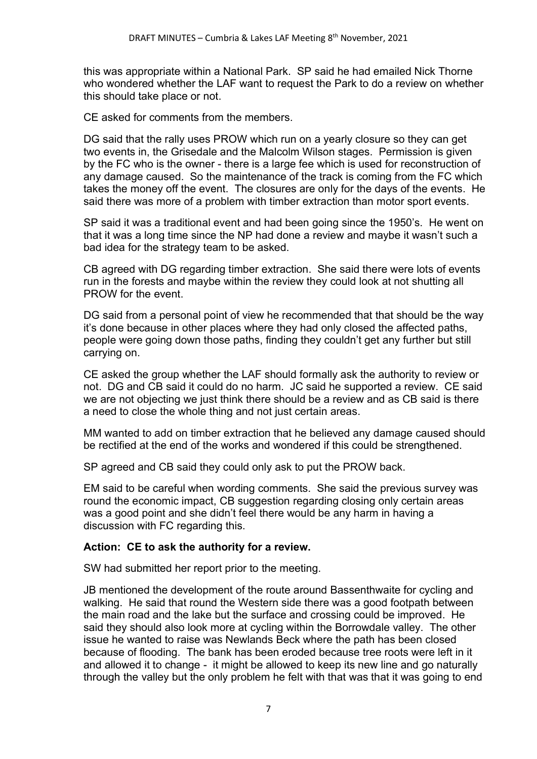this was appropriate within a National Park. SP said he had emailed Nick Thorne who wondered whether the LAF want to request the Park to do a review on whether this should take place or not.

CE asked for comments from the members.

DG said that the rally uses PROW which run on a yearly closure so they can get two events in, the Grisedale and the Malcolm Wilson stages. Permission is given by the FC who is the owner - there is a large fee which is used for reconstruction of any damage caused. So the maintenance of the track is coming from the FC which takes the money off the event. The closures are only for the days of the events. He said there was more of a problem with timber extraction than motor sport events.

SP said it was a traditional event and had been going since the 1950's. He went on that it was a long time since the NP had done a review and maybe it wasn't such a bad idea for the strategy team to be asked.

CB agreed with DG regarding timber extraction. She said there were lots of events run in the forests and maybe within the review they could look at not shutting all PROW for the event.

DG said from a personal point of view he recommended that that should be the way it's done because in other places where they had only closed the affected paths, people were going down those paths, finding they couldn't get any further but still carrying on.

CE asked the group whether the LAF should formally ask the authority to review or not. DG and CB said it could do no harm. JC said he supported a review. CE said we are not objecting we just think there should be a review and as CB said is there a need to close the whole thing and not just certain areas.

MM wanted to add on timber extraction that he believed any damage caused should be rectified at the end of the works and wondered if this could be strengthened.

SP agreed and CB said they could only ask to put the PROW back.

EM said to be careful when wording comments. She said the previous survey was round the economic impact, CB suggestion regarding closing only certain areas was a good point and she didn't feel there would be any harm in having a discussion with FC regarding this.

**Action: CE to ask the authority for a review.**

SW had submitted her report prior to the meeting.

JB mentioned the development of the route around Bassenthwaite for cycling and walking. He said that round the Western side there was a good footpath between the main road and the lake but the surface and crossing could be improved. He said they should also look more at cycling within the Borrowdale valley. The other issue he wanted to raise was Newlands Beck where the path has been closed because of flooding. The bank has been eroded because tree roots were left in it and allowed it to change - it might be allowed to keep its new line and go naturally through the valley but the only problem he felt with that was that it was going to end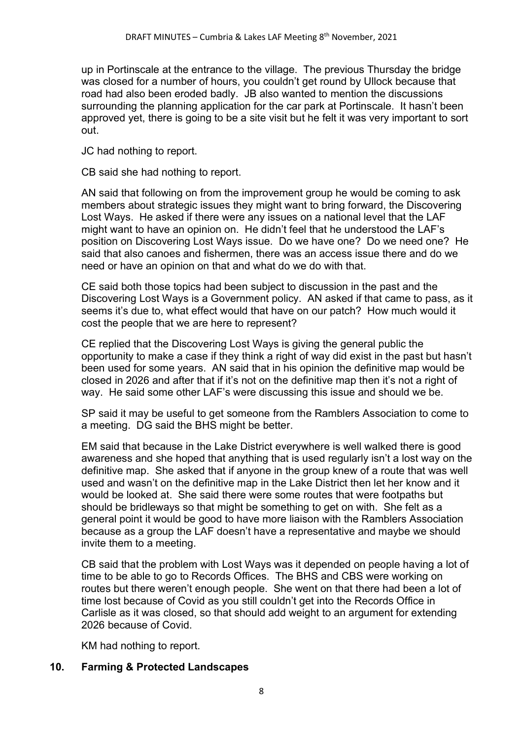up in Portinscale at the entrance to the village. The previous Thursday the bridge was closed for a number of hours, you couldn't get round by Ullock because that road had also been eroded badly. JB also wanted to mention the discussions surrounding the planning application for the car park at Portinscale. It hasn't been approved yet, there is going to be a site visit but he felt it was very important to sort out.

JC had nothing to report.

CB said she had nothing to report.

AN said that following on from the improvement group he would be coming to ask members about strategic issues they might want to bring forward, the Discovering Lost Ways. He asked if there were any issues on a national level that the LAF might want to have an opinion on. He didn't feel that he understood the LAF's position on Discovering Lost Ways issue. Do we have one? Do we need one? He said that also canoes and fishermen, there was an access issue there and do we need or have an opinion on that and what do we do with that.

CE said both those topics had been subject to discussion in the past and the Discovering Lost Ways is a Government policy. AN asked if that came to pass, as it seems it's due to, what effect would that have on our patch? How much would it cost the people that we are here to represent?

CE replied that the Discovering Lost Ways is giving the general public the opportunity to make a case if they think a right of way did exist in the past but hasn't been used for some years. AN said that in his opinion the definitive map would be closed in 2026 and after that if it's not on the definitive map then it's not a right of way. He said some other LAF's were discussing this issue and should we be.

SP said it may be useful to get someone from the Ramblers Association to come to a meeting. DG said the BHS might be better.

EM said that because in the Lake District everywhere is well walked there is good awareness and she hoped that anything that is used regularly isn't a lost way on the definitive map. She asked that if anyone in the group knew of a route that was well used and wasn't on the definitive map in the Lake District then let her know and it would be looked at. She said there were some routes that were footpaths but should be bridleways so that might be something to get on with. She felt as a general point it would be good to have more liaison with the Ramblers Association because as a group the LAF doesn't have a representative and maybe we should invite them to a meeting.

CB said that the problem with Lost Ways was it depended on people having a lot of time to be able to go to Records Offices. The BHS and CBS were working on routes but there weren't enough people. She went on that there had been a lot of time lost because of Covid as you still couldn't get into the Records Office in Carlisle as it was closed, so that should add weight to an argument for extending 2026 because of Covid.

KM had nothing to report.

## 10. Farming & Protected Landscapes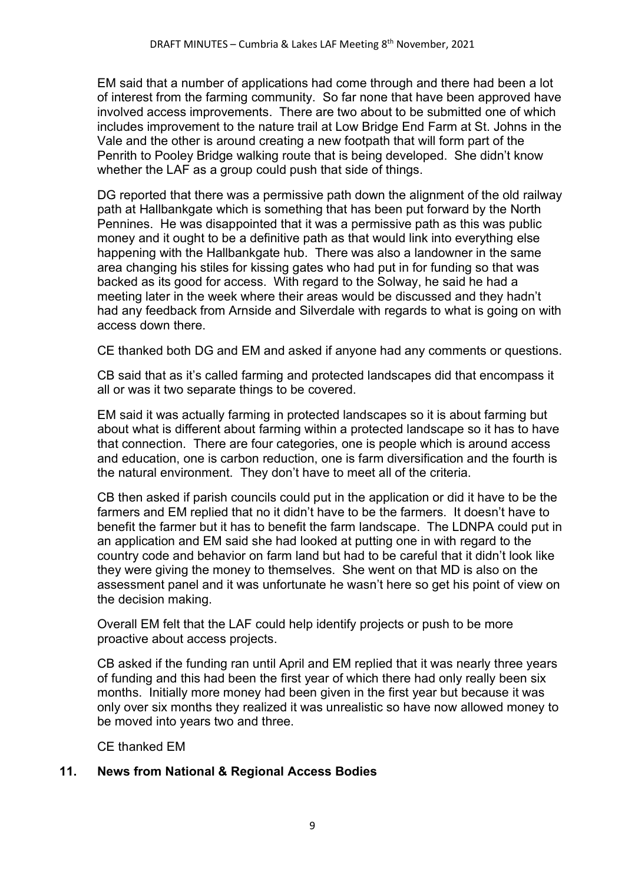EM said that a number of applications had come through and there had been a lot of interest from the farming community. So far none that have been approved have involved access improvements. There are two about to be submitted one of which includes improvement to the nature trail at Low Bridge End Farm at St. Johns in the Vale and the other is around creating a new footpath that will form part of the Penrith to Pooley Bridge walking route that is being developed. She didn't know whether the LAF as a group could push that side of things.

DG reported that there was a permissive path down the alignment of the old railway path at Hallbankgate which is something that has been put forward by the North Pennines. He was disappointed that it was a permissive path as this was public money and it ought to be a definitive path as that would link into everything else happening with the Hallbankgate hub. There was also a landowner in the same area changing his stiles for kissing gates who had put in for funding so that was backed as its good for access. With regard to the Solway, he said he had a meeting later in the week where their areas would be discussed and they hadn't had any feedback from Arnside and Silverdale with regards to what is going on with access down there.

CE thanked both DG and EM and asked if anyone had any comments or questions.

CB said that as it's called farming and protected landscapes did that encompass it all or was it two separate things to be covered.

EM said it was actually farming in protected landscapes so it is about farming but about what is different about farming within a protected landscape so it has to have that connection. There are four categories, one is people which is around access and education, one is carbon reduction, one is farm diversification and the fourth is the natural environment. They don't have to meet all of the criteria.

CB then asked if parish councils could put in the application or did it have to be the farmers and EM replied that no it didn't have to be the farmers. It doesn't have to benefit the farmer but it has to benefit the farm landscape. The LDNPA could put in an application and EM said she had looked at putting one in with regard to the country code and behavior on farm land but had to be careful that it didn't look like they were giving the money to themselves. She went on that MD is also on the assessment panel and it was unfortunate he wasn't here so get his point of view on the decision making.

Overall EM felt that the LAF could help identify projects or push to be more proactive about access projects.

CB asked if the funding ran until April and EM replied that it was nearly three years of funding and this had been the first year of which there had only really been six months. Initially more money had been given in the first year but because it was only over six months they realized it was unrealistic so have now allowed money to be moved into years two and three.

CE thanked EM

## 11. News from National & Regional Access Bodies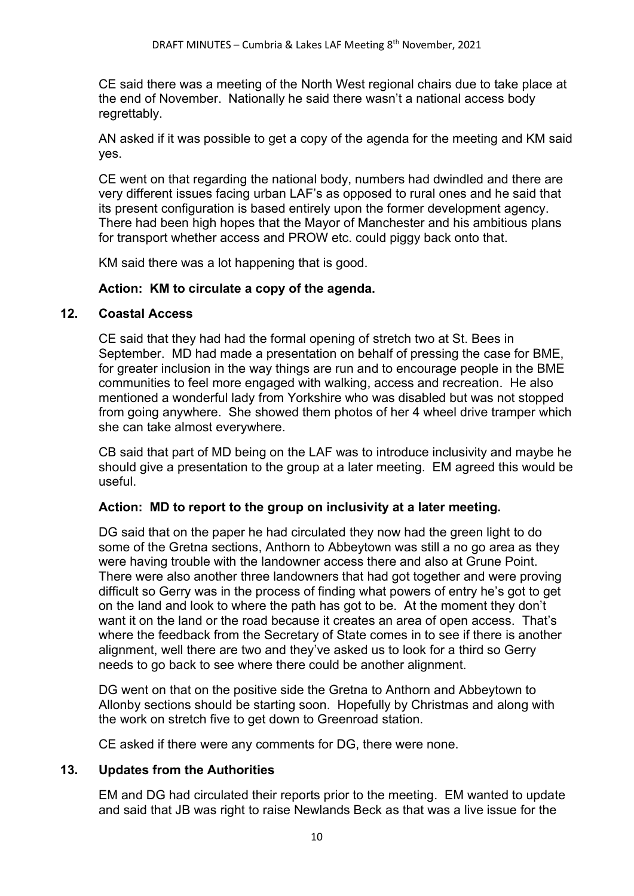CE said there was a meeting of the North West regional chairs due to take place at the end of November. Nationally he said there wasn't a national access body regrettably.

AN asked if it was possible to get a copy of the agenda for the meeting and KM said yes.

CE went on that regarding the national body, numbers had dwindled and there are very different issues facing urban LAF's as opposed to rural ones and he said that its present configuration is based entirely upon the former development agency. There had been high hopes that the Mayor of Manchester and his ambitious plans for transport whether access and PROW etc. could piggy back onto that.

KM said there was a lot happening that is good.

**Action: KM to circulate a copy of the agenda.**

## 12. Coastal Access

CE said that they had had the formal opening of stretch two at St. Bees in September. MD had made a presentation on behalf of pressing the case for BME, for greater inclusion in the way things are run and to encourage people in the BME communities to feel more engaged with walking, access and recreation. He also mentioned a wonderful lady from Yorkshire who was disabled but was not stopped from going anywhere. She showed them photos of her 4 wheel drive tramper which she can take almost everywhere.

CB said that part of MD being on the LAF was to introduce inclusivity and maybe he should give a presentation to the group at a later meeting. EM agreed this would be useful.

**Action: MD to report to the group on inclusivity at a later meeting.**

DG said that on the paper he had circulated they now had the green light to do some of the Gretna sections, Anthorn to Abbeytown was still a no go area as they were having trouble with the landowner access there and also at Grune Point. There were also another three landowners that had got together and were proving difficult so Gerry was in the process of finding what powers of entry he's got to get on the land and look to where the path has got to be. At the moment they don't want it on the land or the road because it creates an area of open access. That's where the feedback from the Secretary of State comes in to see if there is another alignment, well there are two and they've asked us to look for a third so Gerry needs to go back to see where there could be another alignment.

DG went on that on the positive side the Gretna to Anthorn and Abbeytown to Allonby sections should be starting soon. Hopefully by Christmas and along with the work on stretch five to get down to Greenroad station.

CE asked if there were any comments for DG, there were none.

## 13. Updates from the Authorities

EM and DG had circulated their reports prior to the meeting. EM wanted to update and said that JB was right to raise Newlands Beck as that was a live issue for the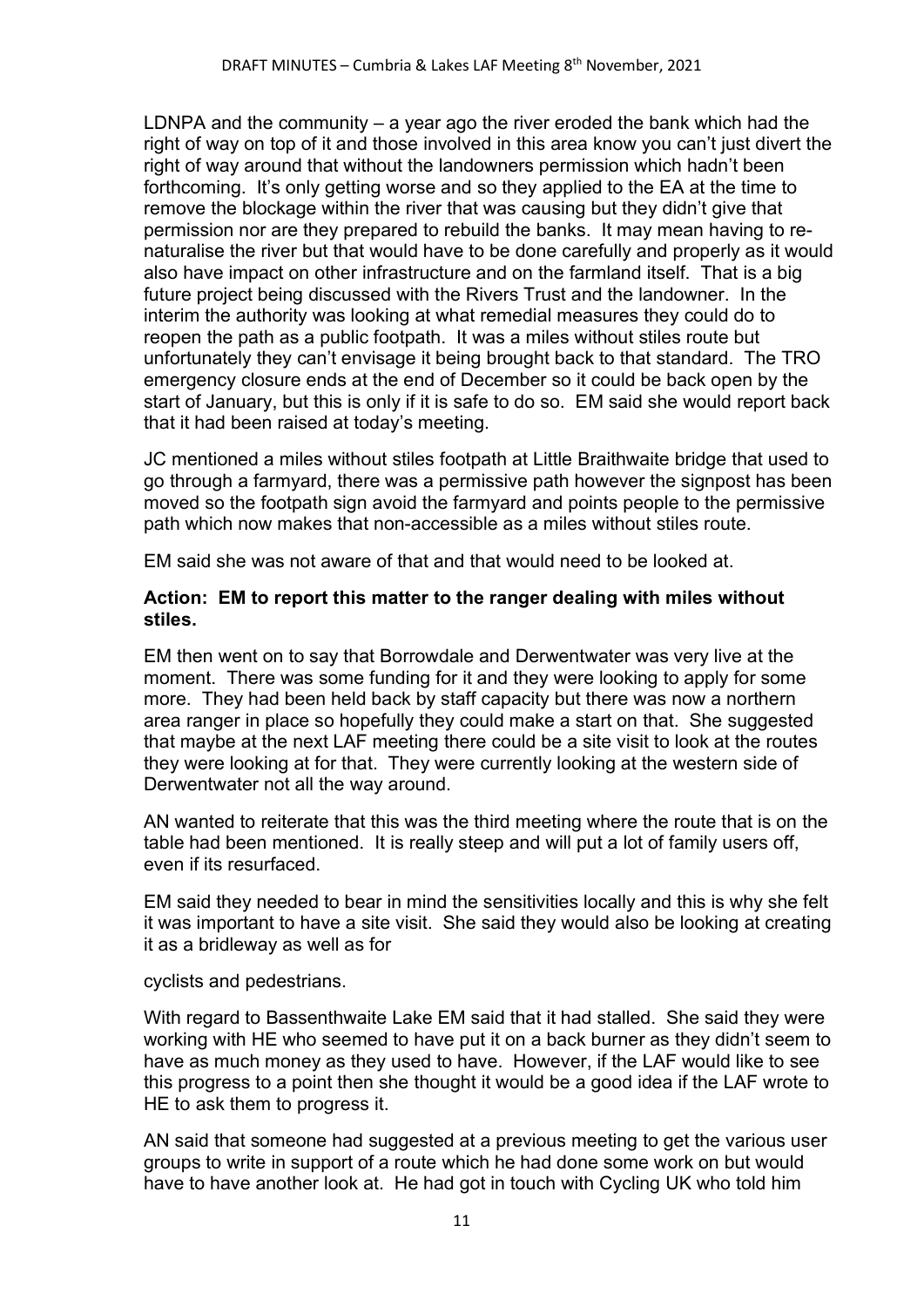LDNPA and the community – a year ago the river eroded the bank which had the right of way on top of it and those involved in this area know you can't just divert the right of way around that without the landowners permission which hadn't been forthcoming. It's only getting worse and so they applied to the EA at the time to remove the blockage within the river that was causing but they didn't give that permission nor are they prepared to rebuild the banks. It may mean having to re-naturalise the river but that would have to be done carefully and properly as it would also have impact on other infrastructure and on the farmland itself. That is a big future project being discussed with the Rivers Trust and the landowner. In the interim the authority was looking at what remedial measures they could do to reopen the path as a public footpath. It was a miles without stiles route but unfortunately they can't envisage it being brought back to that standard. The TRO emergency closure ends at the end of December so it could be back open by the start of January, but this is only if it is safe to do so. EM said she would report back that it had been raised at today's meeting.

JC mentioned a miles without stiles footpath at Little Braithwaite bridge that used to go through a farmyard, there was a permissive path however the signpost has been moved so the footpath sign avoid the farmyard and points people to the permissive path which now makes that non-accessible as a miles without stiles route.

EM said she was not aware of that and that would need to be looked at.

**Action: EM to report this matter to the ranger dealing with miles without stiles.**

EM then went on to say that Borrowdale and Derwentwater was very live at the moment. There was some funding for it and they were looking to apply for some more. They had been held back by staff capacity but there was now a northern area ranger in place so hopefully they could make a start on that. She suggested that maybe at the next LAF meeting there could be a site visit to look at the routes they were looking at for that. They were currently looking at the western side of Derwentwater not all the way around.

AN wanted to reiterate that this was the third meeting where the route that is on the table had been mentioned. It is really steep and will put a lot of family users off, even if its resurfaced.

EM said they needed to bear in mind the sensitivities locally and this is why she felt it was important to have a site visit. She said they would also be looking at creating it as a bridleway as well as for

cyclists and pedestrians.

With regard to Bassenthwaite Lake EM said that it had stalled. She said they were working with HE who seemed to have put it on a back burner as they didn't seem to have as much money as they used to have. However, if the LAF would like to see this progress to a point then she thought it would be a good idea if the LAF wrote to HE to ask them to progress it.

AN said that someone had suggested at a previous meeting to get the various user groups to write in support of a route which he had done some work on but would have to have another look at. He had got in touch with Cycling UK who told him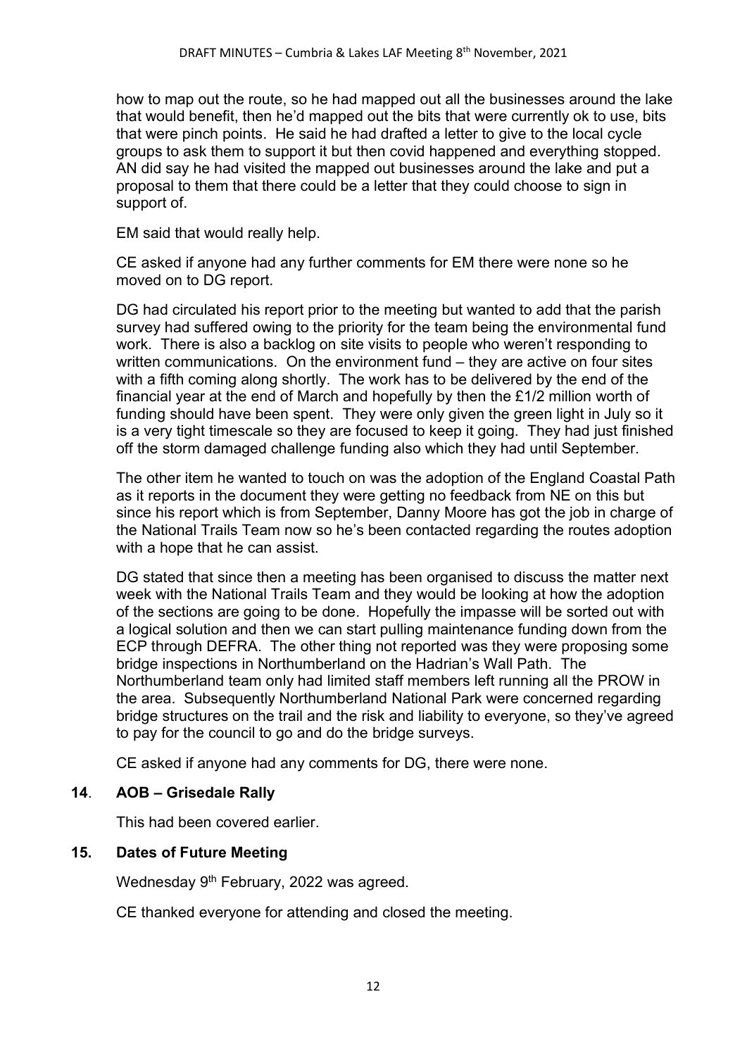how to map out the route, so he had mapped out all the businesses around the lake that would benefit, then he'd mapped out the bits that were currently ok to use, bits that were pinch points. He said he had drafted a letter to give to the local cycle groups to ask them to support it but then covid happened and everything stopped. AN did say he had visited the mapped out businesses around the lake and put a proposal to them that there could be a letter that they could choose to sign in support of.

EM said that would really help.

CE asked if anyone had any further comments for EM there were none so he moved on to DG report.

DG had circulated his report prior to the meeting but wanted to add that the parish survey had suffered owing to the priority for the team being the environmental fund work. There is also a backlog on site visits to people who weren't responding to written communications. On the environment fund – they are active on four sites with a fifth coming along shortly. The work has to be delivered by the end of the financial year at the end of March and hopefully by then the £1/2 million worth of funding should have been spent. They were only given the green light in July so it is a very tight timescale so they are focused to keep it going. They had just finished off the storm damaged challenge funding also which they had until September.

The other item he wanted to touch on was the adoption of the England Coastal Path as it reports in the document they were getting no feedback from NE on this but since his report which is from September, Danny Moore has got the job in charge of the National Trails Team now so he's been contacted regarding the routes adoption with a hope that he can assist.

DG stated that since then a meeting has been organised to discuss the matter next week with the National Trails Team and they would be looking at how the adoption of the sections are going to be done. Hopefully the impasse will be sorted out with a logical solution and then we can start pulling maintenance funding down from the ECP through DEFRA. The other thing not reported was they were proposing some bridge inspections in Northumberland on the Hadrian's Wall Path. The Northumberland team only had limited staff members left running all the PROW in the area. Subsequently Northumberland National Park were concerned regarding bridge structures on the trail and the risk and liability to everyone, so they've agreed to pay for the council to go and do the bridge surveys.

CE asked if anyone had any comments for DG, there were none.

## 14. AOB – Grisedale Rally

This had been covered earlier.

## 15. Dates of Future Meeting

Wednesday 9th February, 2022 was agreed.

CE thanked everyone for attending and closed the meeting.